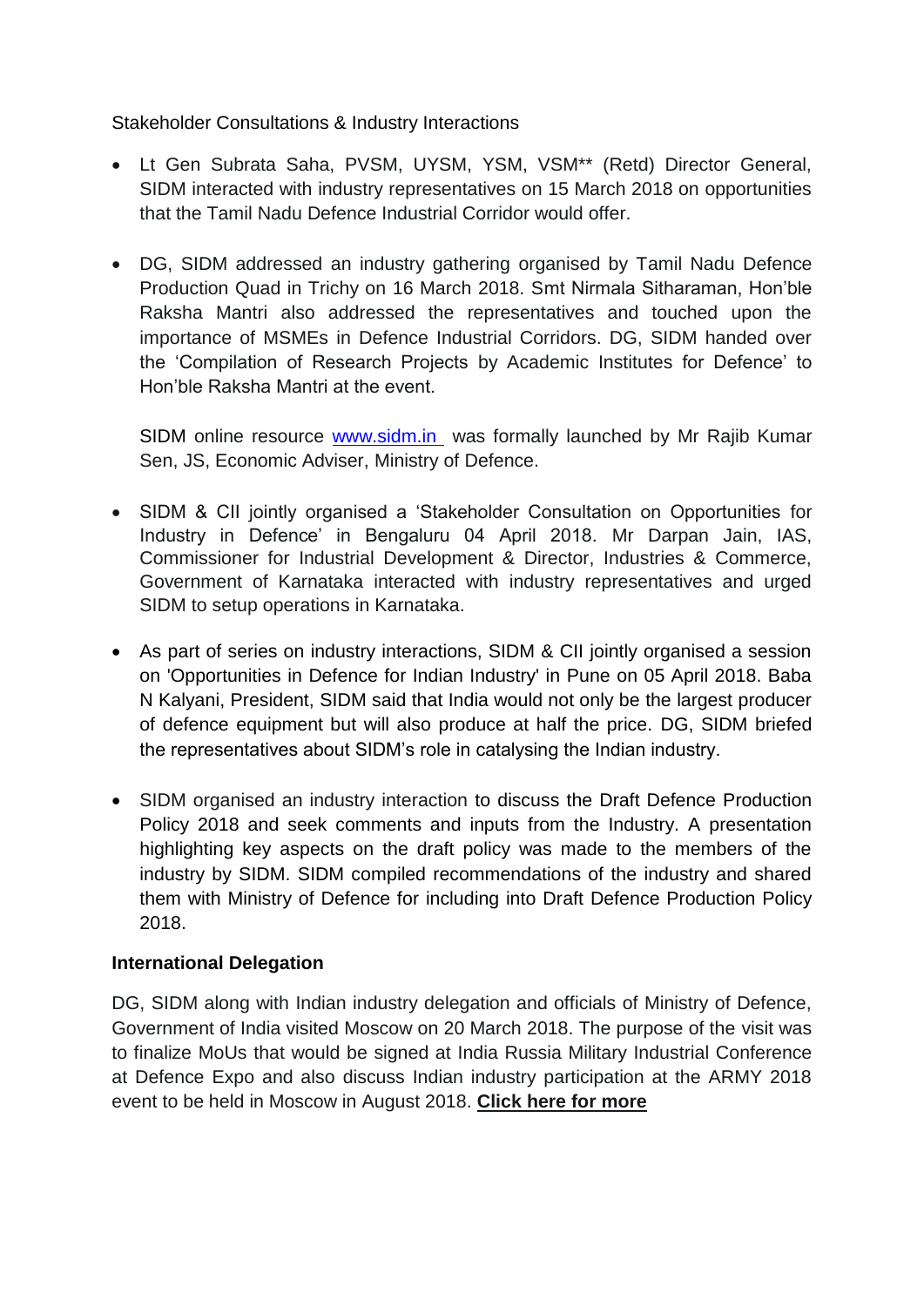Stakeholder Consultations & Industry Interactions

- Lt Gen Subrata Saha, PVSM, UYSM, YSM, VSM** (Retd) Director General, SIDM interacted with industry representatives on 15 March 2018 on opportunities that the Tamil Nadu Defence Industrial Corridor would offer.

- DG, SIDM addressed an industry gathering organised by Tamil Nadu Defence Production Quad in Trichy on 16 March 2018. Smt Nirmala Sitharaman, Hon'ble Raksha Mantri also addressed the representatives and touched upon the importance of MSMEs in Defence Industrial Corridors. DG, SIDM handed over the 'Compilation of Research Projects by Academic Institutes for Defence' to Hon'ble Raksha Mantri at the event.

  SIDM online resource [www.sidm.in](http://www.sidm.in) was formally launched by Mr Rajib Kumar Sen, JS, Economic Adviser, Ministry of Defence.

- SIDM & CII jointly organised a 'Stakeholder Consultation on Opportunities for Industry in Defence' in Bengaluru 04 April 2018. Mr Darpan Jain, IAS, Commissioner for Industrial Development & Director, Industries & Commerce, Government of Karnataka interacted with industry representatives and urged SIDM to setup operations in Karnataka.

- As part of series on industry interactions, SIDM & CII jointly organised a session on 'Opportunities in Defence for Indian Industry' in Pune on 05 April 2018. Baba N Kalyani, President, SIDM said that India would not only be the largest producer of defence equipment but will also produce at half the price. DG, SIDM briefed the representatives about SIDM's role in catalysing the Indian industry.

- SIDM organised an industry interaction to discuss the Draft Defence Production Policy 2018 and seek comments and inputs from the Industry. A presentation highlighting key aspects on the draft policy was made to the members of the industry by SIDM. SIDM compiled recommendations of the industry and shared them with Ministry of Defence for including into Draft Defence Production Policy 2018.

**International Delegation**

DG, SIDM along with Indian industry delegation and officials of Ministry of Defence, Government of India visited Moscow on 20 March 2018. The purpose of the visit was to finalize MoUs that would be signed at India Russia Military Industrial Conference at Defence Expo and also discuss Indian industry participation at the ARMY 2018 event to be held in Moscow in August 2018. **Click here for more**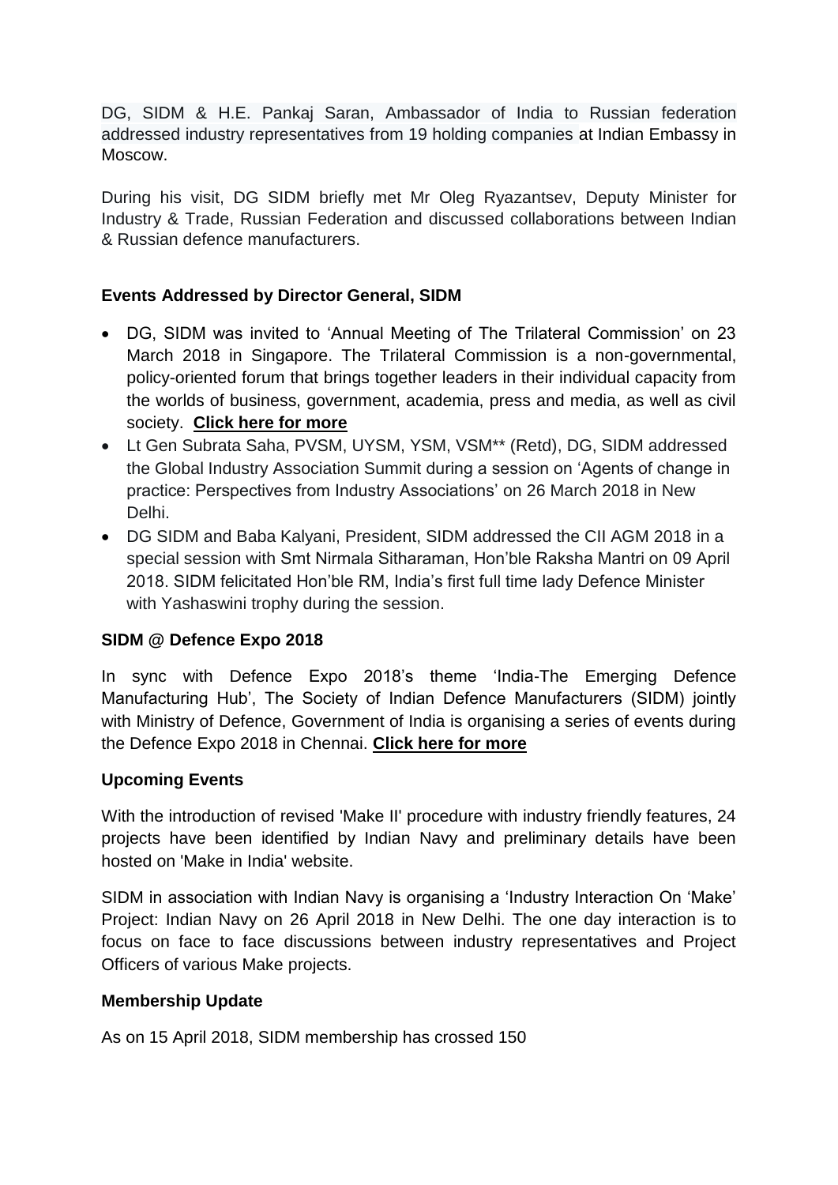DG, SIDM & H.E. Pankaj Saran, Ambassador of India to Russian federation addressed industry representatives from 19 holding companies at Indian Embassy in Moscow.

During his visit, DG SIDM briefly met Mr Oleg Ryazantsev, Deputy Minister for Industry & Trade, Russian Federation and discussed collaborations between Indian & Russian defence manufacturers.

**Events Addressed by Director General, SIDM**

- DG, SIDM was invited to 'Annual Meeting of The Trilateral Commission' on 23 March 2018 in Singapore. The Trilateral Commission is a non-governmental, policy-oriented forum that brings together leaders in their individual capacity from the worlds of business, government, academia, press and media, as well as civil society. **Click here for more**
- Lt Gen Subrata Saha, PVSM, UYSM, YSM, VSM** (Retd), DG, SIDM addressed the Global Industry Association Summit during a session on 'Agents of change in practice: Perspectives from Industry Associations' on 26 March 2018 in New Delhi.
- DG SIDM and Baba Kalyani, President, SIDM addressed the CII AGM 2018 in a special session with Smt Nirmala Sitharaman, Hon'ble Raksha Mantri on 09 April 2018. SIDM felicitated Hon'ble RM, India's first full time lady Defence Minister with Yashaswini trophy during the session.

**SIDM @ Defence Expo 2018**

In sync with Defence Expo 2018's theme 'India-The Emerging Defence Manufacturing Hub', The Society of Indian Defence Manufacturers (SIDM) jointly with Ministry of Defence, Government of India is organising a series of events during the Defence Expo 2018 in Chennai. **Click here for more**

**Upcoming Events**

With the introduction of revised 'Make II' procedure with industry friendly features, 24 projects have been identified by Indian Navy and preliminary details have been hosted on 'Make in India' website.

SIDM in association with Indian Navy is organising a 'Industry Interaction On 'Make' Project: Indian Navy on 26 April 2018 in New Delhi. The one day interaction is to focus on face to face discussions between industry representatives and Project Officers of various Make projects.

**Membership Update**

As on 15 April 2018, SIDM membership has crossed 150